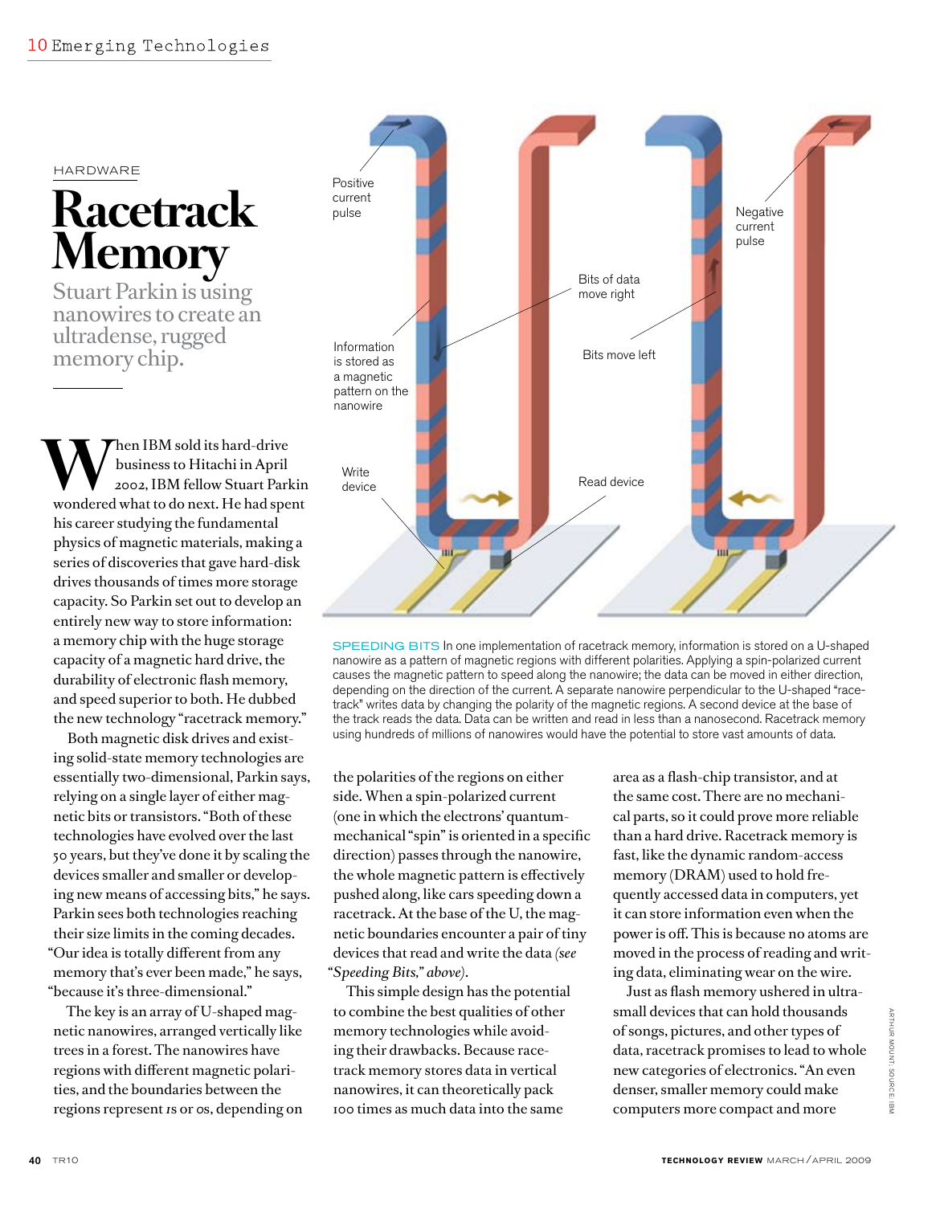HARDWARE

# Racetrack Memory

## Stuart Parkin is using nanowires to create an ultradense, rugged memory chip.

When IBM sold its hard-drive business to Hitachi in April 2002, IBM fellow Stuart Parkin wondered what to do next. He had spent his career studying the fundamental physics of magnetic materials, making a series of discoveries that gave hard-disk drives thousands of times more storage capacity. So Parkin set out to develop an entirely new way to store information: a memory chip with the huge storage capacity of a magnetic hard drive, the durability of electronic flash memory, and speed superior to both. He dubbed the new technology "racetrack memory."

Both magnetic disk drives and existing solid-state memory technologies are essentially two-dimensional, Parkin says, relying on a single layer of either magnetic bits or transistors. "Both of these technologies have evolved over the last 50 years, but they've done it by scaling the devices smaller and smaller or developing new means of accessing bits," he says. Parkin sees both technologies reaching their size limits in the coming decades. "Our idea is totally different from any memory that's ever been made," he says, "because it's three-dimensional."

The key is an array of U-shaped magnetic nanowires, arranged vertically like trees in a forest. The nanowires have regions with different magnetic polarities, and the boundaries between the regions represent 1s or 0s, depending on the polarities of the regions on either side. When a spin-polarized current (one in which the electrons' quantum-mechanical "spin" is oriented in a specific direction) passes through the nanowire, the whole magnetic pattern is effectively pushed along, like cars speeding down a racetrack. At the base of the U, the magnetic boundaries encounter a pair of tiny devices that read and write the data *(see "Speeding Bits," above)*.

This simple design has the potential to combine the best qualities of other memory technologies while avoiding their drawbacks. Because racetrack memory stores data in vertical nanowires, it can theoretically pack 100 times as much data into the same area as a flash-chip transistor, and at the same cost. There are no mechanical parts, so it could prove more reliable than a hard drive. Racetrack memory is fast, like the dynamic random-access memory (DRAM) used to hold frequently accessed data in computers, yet it can store information even when the power is off. This is because no atoms are moved in the process of reading and writing data, eliminating wear on the wire.

Just as flash memory ushered in ultrasmall devices that can hold thousands of songs, pictures, and other types of data, racetrack promises to lead to whole new categories of electronics. "An even denser, smaller memory could make computers more compact and more

Positive current pulse | Negative current pulse | Bits of data move right | Bits move left | Information is stored as a magnetic pattern on the nanowire | Write device | Read device

SPEEDING BITS In one implementation of racetrack memory, information is stored on a U-shaped nanowire as a pattern of magnetic regions with different polarities. Applying a spin-polarized current causes the magnetic pattern to speed along the nanowire; the data can be moved in either direction, depending on the direction of the current. A separate nanowire perpendicular to the U-shaped "racetrack" writes data by changing the polarity of the magnetic regions. A second device at the base of the track reads the data. Data can be written and read in less than a nanosecond. Racetrack memory using hundreds of millions of nanowires would have the potential to store vast amounts of data.

ARTHUR MOUNT; SOURCE: IBM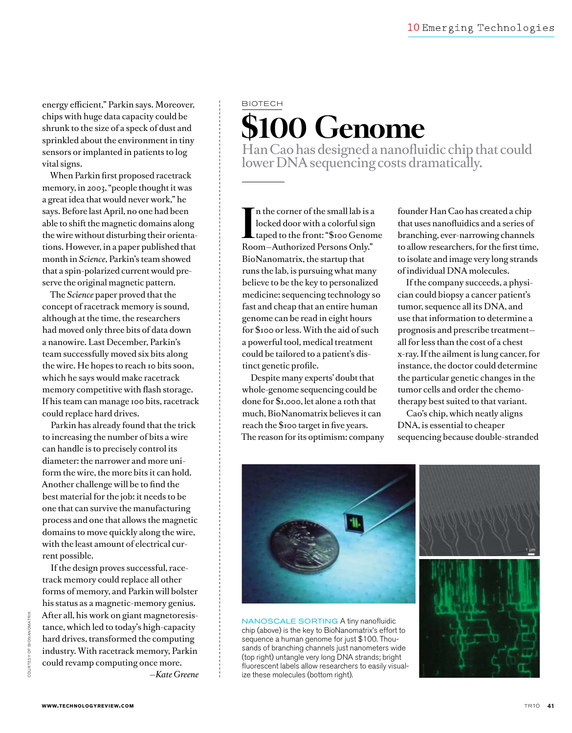energy efficient," Parkin says. Moreover, chips with huge data capacity could be shrunk to the size of a speck of dust and sprinkled about the environment in tiny sensors or implanted in patients to log vital signs.

When Parkin first proposed racetrack memory, in 2003, "people thought it was a great idea that would never work," he says. Before last April, no one had been able to shift the magnetic domains along the wire without disturbing their orientations. However, in a paper published that month in *Science*, Parkin's team showed that a spin-polarized current would preserve the original magnetic pattern.

The *Science* paper proved that the concept of racetrack memory is sound, although at the time, the researchers had moved only three bits of data down a nanowire. Last December, Parkin's team successfully moved six bits along the wire. He hopes to reach 10 bits soon, which he says would make racetrack memory competitive with flash storage. If his team can manage 100 bits, racetrack could replace hard drives.

Parkin has already found that the trick to increasing the number of bits a wire can handle is to precisely control its diameter: the narrower and more uniform the wire, the more bits it can hold. Another challenge will be to find the best material for the job: it needs to be one that can survive the manufacturing process and one that allows the magnetic domains to move quickly along the wire, with the least amount of electrical current possible.

If the design proves successful, racetrack memory could replace all other forms of memory, and Parkin will bolster his status as a magnetic-memory genius. After all, his work on giant magnetoresistance, which led to today's high-capacity hard drives, transformed the computing industry. With racetrack memory, Parkin could revamp computing once more.

*—Kate Greene*

BIOTECH

# $100 Genome

## Han Cao has designed a nanofluidic chip that could lower DNA sequencing costs dramatically.

In the corner of the small lab is a locked door with a colorful sign taped to the front: "$100 Genome Room—Authorized Persons Only." BioNanomatrix, the startup that runs the lab, is pursuing what many believe to be the key to personalized medicine: sequencing technology so fast and cheap that an entire human genome can be read in eight hours for $100 or less. With the aid of such a powerful tool, medical treatment could be tailored to a patient's distinct genetic profile.

Despite many experts' doubt that whole-genome sequencing could be done for $1,000, let alone a 10th that much, BioNanomatrix believes it can reach the $100 target in five years. The reason for its optimism: company founder Han Cao has created a chip that uses nanofluidics and a series of branching, ever-narrowing channels to allow researchers, for the first time, to isolate and image very long strands of individual DNA molecules.

If the company succeeds, a physician could biopsy a cancer patient's tumor, sequence all its DNA, and use that information to determine a prognosis and prescribe treatment—all for less than the cost of a chest x-ray. If the ailment is lung cancer, for instance, the doctor could determine the particular genetic changes in the tumor cells and order the chemotherapy best suited to that variant.

Cao's chip, which neatly aligns DNA, is essential to cheaper sequencing because double-stranded

NANOSCALE SORTING A tiny nanofluidic chip (above) is the key to BioNanomatrix's effort to sequence a human genome for just $100. Thousands of branching channels just nanometers wide (top right) untangle very long DNA strands; bright fluorescent labels allow researchers to easily visualize these molecules (bottom right).

COURTESY OF BIONANOMATRIX